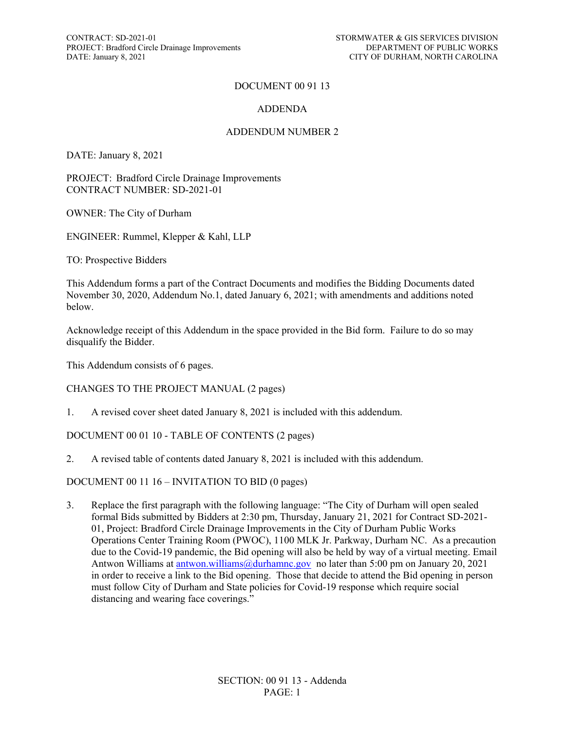# DOCUMENT 00 91 13

## ADDENDA

## ADDENDUM NUMBER 2

DATE: January 8, 2021

PROJECT: Bradford Circle Drainage Improvements
CONTRACT NUMBER: SD-2021-01

OWNER: The City of Durham

ENGINEER: Rummel, Klepper & Kahl, LLP

TO: Prospective Bidders

This Addendum forms a part of the Contract Documents and modifies the Bidding Documents dated November 30, 2020, Addendum No.1, dated January 6, 2021; with amendments and additions noted below.

Acknowledge receipt of this Addendum in the space provided in the Bid form. Failure to do so may disqualify the Bidder.

This Addendum consists of 6 pages.

CHANGES TO THE PROJECT MANUAL (2 pages)

1. A revised cover sheet dated January 8, 2021 is included with this addendum.

DOCUMENT 00 01 10 - TABLE OF CONTENTS (2 pages)

2. A revised table of contents dated January 8, 2021 is included with this addendum.

DOCUMENT 00 11 16 – INVITATION TO BID (0 pages)

3. Replace the first paragraph with the following language: "The City of Durham will open sealed formal Bids submitted by Bidders at 2:30 pm, Thursday, January 21, 2021 for Contract SD-2021-01, Project: Bradford Circle Drainage Improvements in the City of Durham Public Works Operations Center Training Room (PWOC), 1100 MLK Jr. Parkway, Durham NC. As a precaution due to the Covid-19 pandemic, the Bid opening will also be held by way of a virtual meeting. Email Antwon Williams at antwon.williams@durhamnc.gov no later than 5:00 pm on January 20, 2021 in order to receive a link to the Bid opening. Those that decide to attend the Bid opening in person must follow City of Durham and State policies for Covid-19 response which require social distancing and wearing face coverings."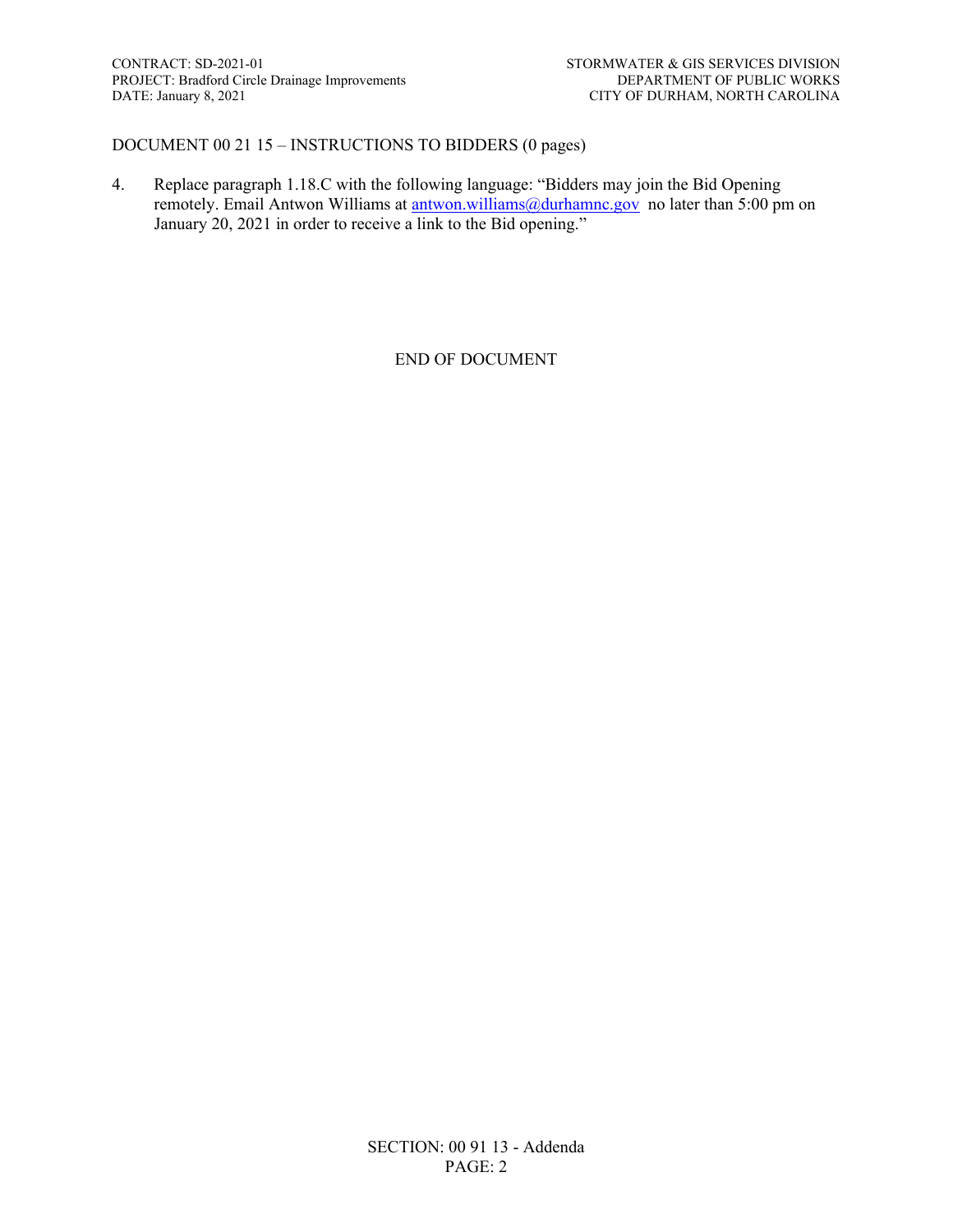DOCUMENT 00 21 15 – INSTRUCTIONS TO BIDDERS (0 pages)

4. Replace paragraph 1.18.C with the following language: "Bidders may join the Bid Opening remotely. Email Antwon Williams at antwon.williams@durhamnc.gov no later than 5:00 pm on January 20, 2021 in order to receive a link to the Bid opening."

END OF DOCUMENT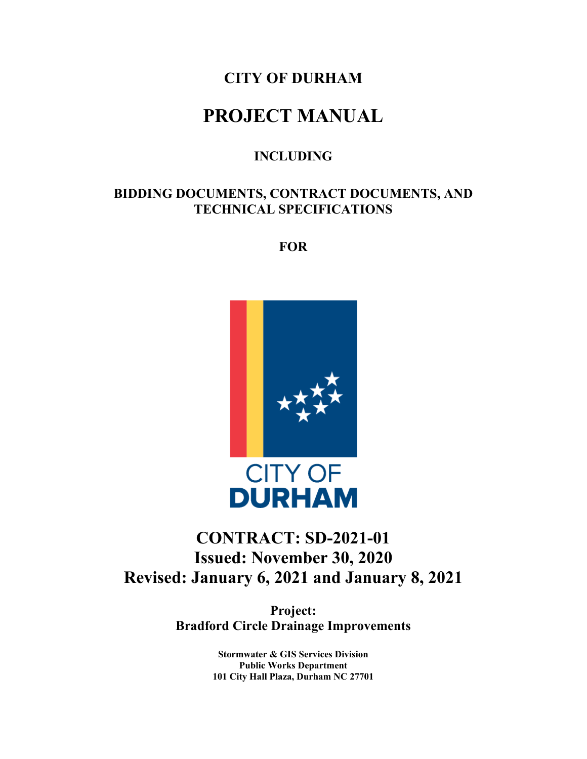# CITY OF DURHAM

# PROJECT MANUAL

### INCLUDING

### BIDDING DOCUMENTS, CONTRACT DOCUMENTS, AND TECHNICAL SPECIFICATIONS

### FOR

CITY OF
DURHAM

## CONTRACT: SD-2021-01
## Issued: November 30, 2020
## Revised: January 6, 2021 and January 8, 2021

**Project:**
**Bradford Circle Drainage Improvements**

**Stormwater & GIS Services Division**
**Public Works Department**
**101 City Hall Plaza, Durham NC 27701**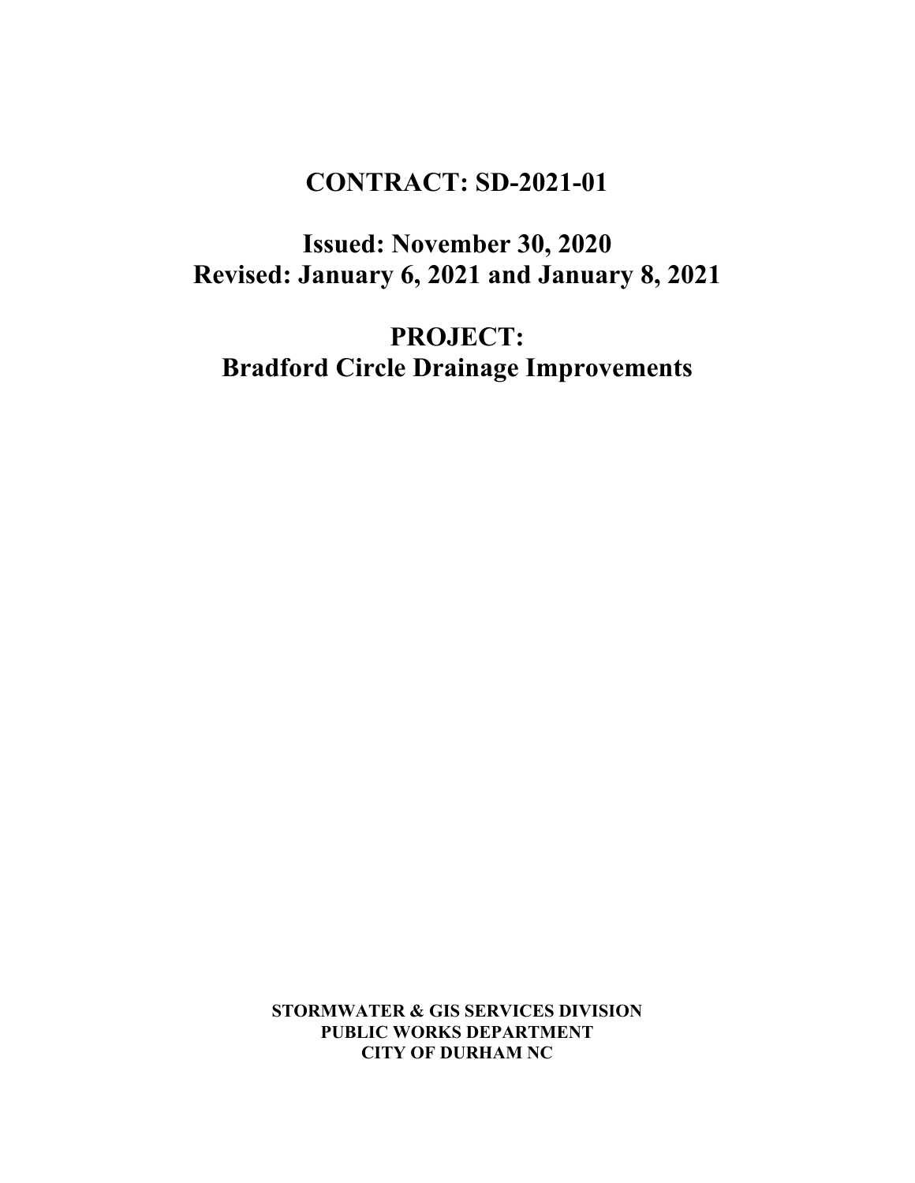# CONTRACT: SD-2021-01

## Issued: November 30, 2020
## Revised: January 6, 2021 and January 8, 2021

# PROJECT:
# Bradford Circle Drainage Improvements

**STORMWATER & GIS SERVICES DIVISION**
**PUBLIC WORKS DEPARTMENT**
**CITY OF DURHAM NC**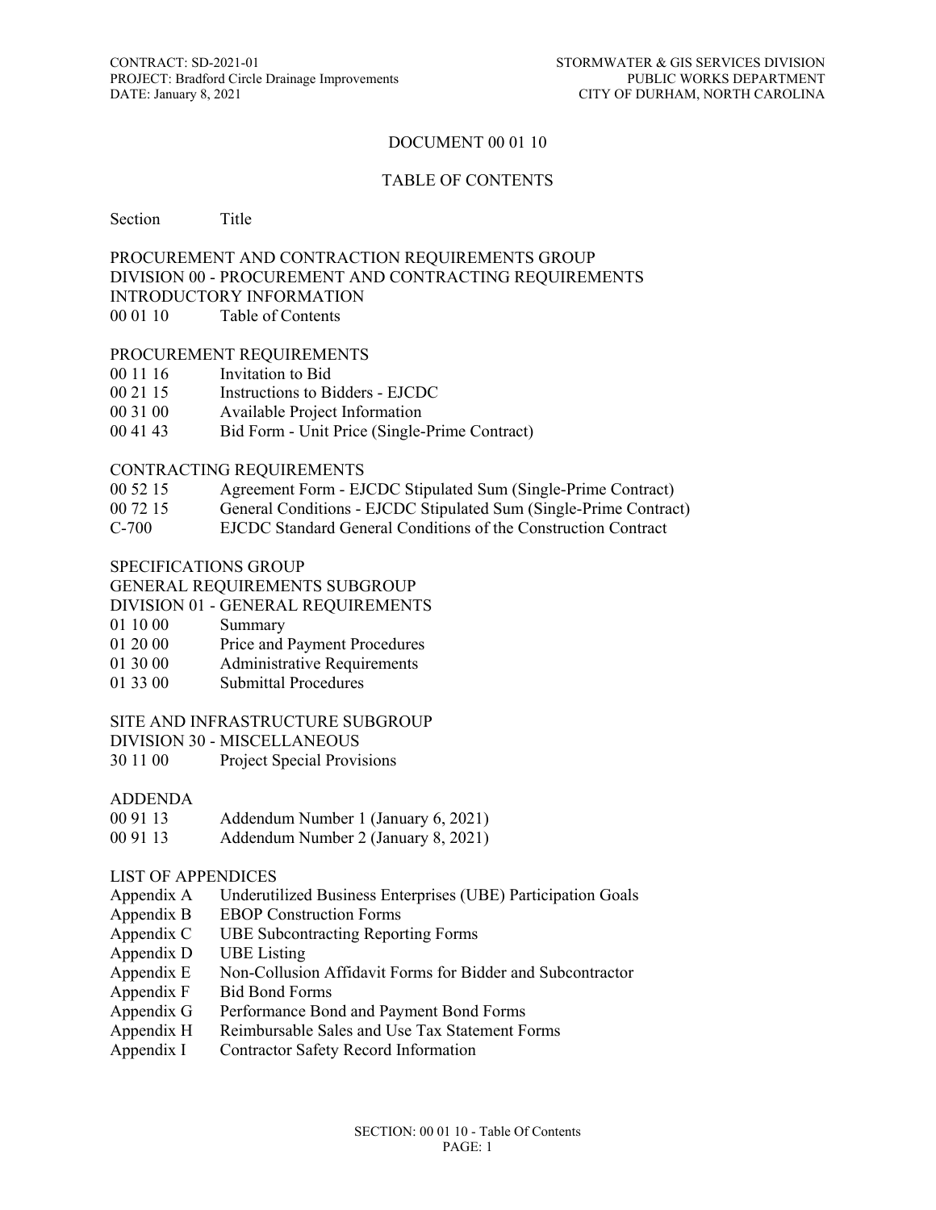CONTRACT: SD-2021-01
PROJECT: Bradford Circle Drainage Improvements
DATE: January 8, 2021

STORMWATER & GIS SERVICES DIVISION
PUBLIC WORKS DEPARTMENT
CITY OF DURHAM, NORTH CAROLINA

# DOCUMENT 00 01 10

## TABLE OF CONTENTS

| Section | Title |
|---|---|
| **PROCUREMENT AND CONTRACTION REQUIREMENTS GROUP** | |
| **DIVISION 00 - PROCUREMENT AND CONTRACTING REQUIREMENTS** | |
| **INTRODUCTORY INFORMATION** | |
| 00 01 10 | Table of Contents |
| **PROCUREMENT REQUIREMENTS** | |
| 00 11 16 | Invitation to Bid |
| 00 21 15 | Instructions to Bidders - EJCDC |
| 00 31 00 | Available Project Information |
| 00 41 43 | Bid Form - Unit Price (Single-Prime Contract) |
| **CONTRACTING REQUIREMENTS** | |
| 00 52 15 | Agreement Form - EJCDC Stipulated Sum (Single-Prime Contract) |
| 00 72 15 | General Conditions - EJCDC Stipulated Sum (Single-Prime Contract) |
| C-700 | EJCDC Standard General Conditions of the Construction Contract |
| **SPECIFICATIONS GROUP** | |
| **GENERAL REQUIREMENTS SUBGROUP** | |
| **DIVISION 01 - GENERAL REQUIREMENTS** | |
| 01 10 00 | Summary |
| 01 20 00 | Price and Payment Procedures |
| 01 30 00 | Administrative Requirements |
| 01 33 00 | Submittal Procedures |
| **SITE AND INFRASTRUCTURE SUBGROUP** | |
| **DIVISION 30 - MISCELLANEOUS** | |
| 30 11 00 | Project Special Provisions |
| **ADDENDA** | |
| 00 91 13 | Addendum Number 1 (January 6, 2021) |
| 00 91 13 | Addendum Number 2 (January 8, 2021) |
| **LIST OF APPENDICES** | |
| Appendix A | Underutilized Business Enterprises (UBE) Participation Goals |
| Appendix B | EBOP Construction Forms |
| Appendix C | UBE Subcontracting Reporting Forms |
| Appendix D | UBE Listing |
| Appendix E | Non-Collusion Affidavit Forms for Bidder and Subcontractor |
| Appendix F | Bid Bond Forms |
| Appendix G | Performance Bond and Payment Bond Forms |
| Appendix H | Reimbursable Sales and Use Tax Statement Forms |
| Appendix I | Contractor Safety Record Information |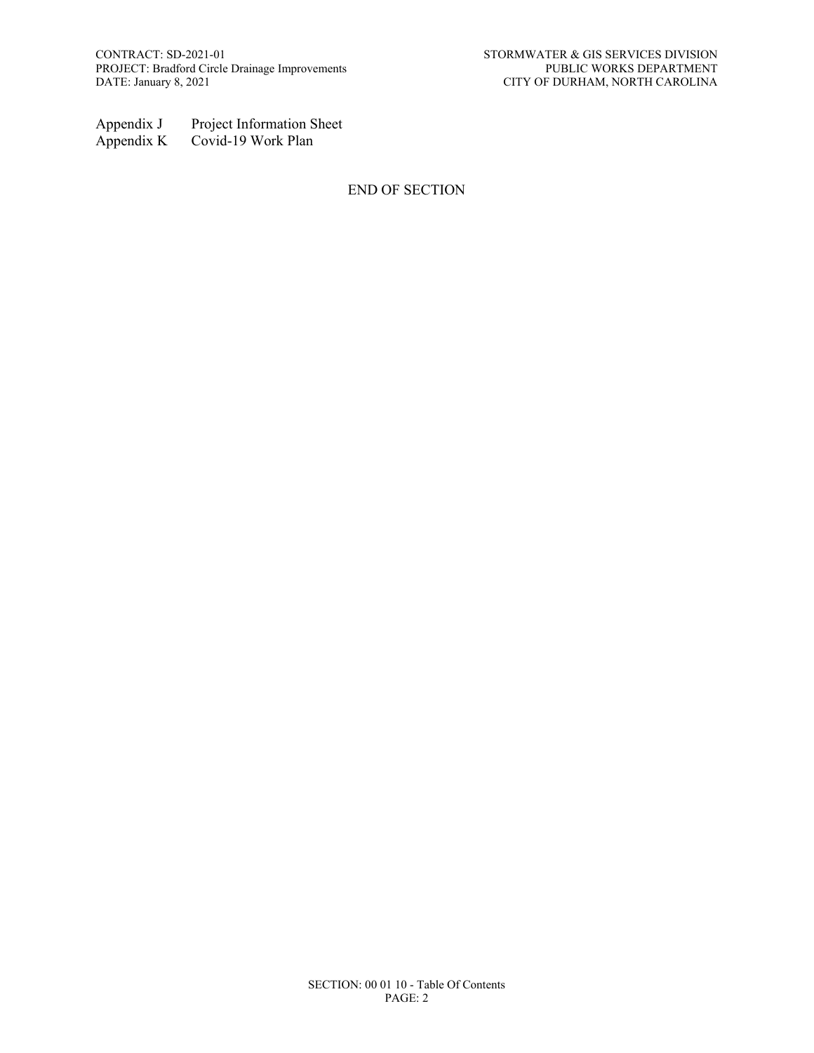Appendix J Project Information Sheet

Appendix K Covid-19 Work Plan

END OF SECTION